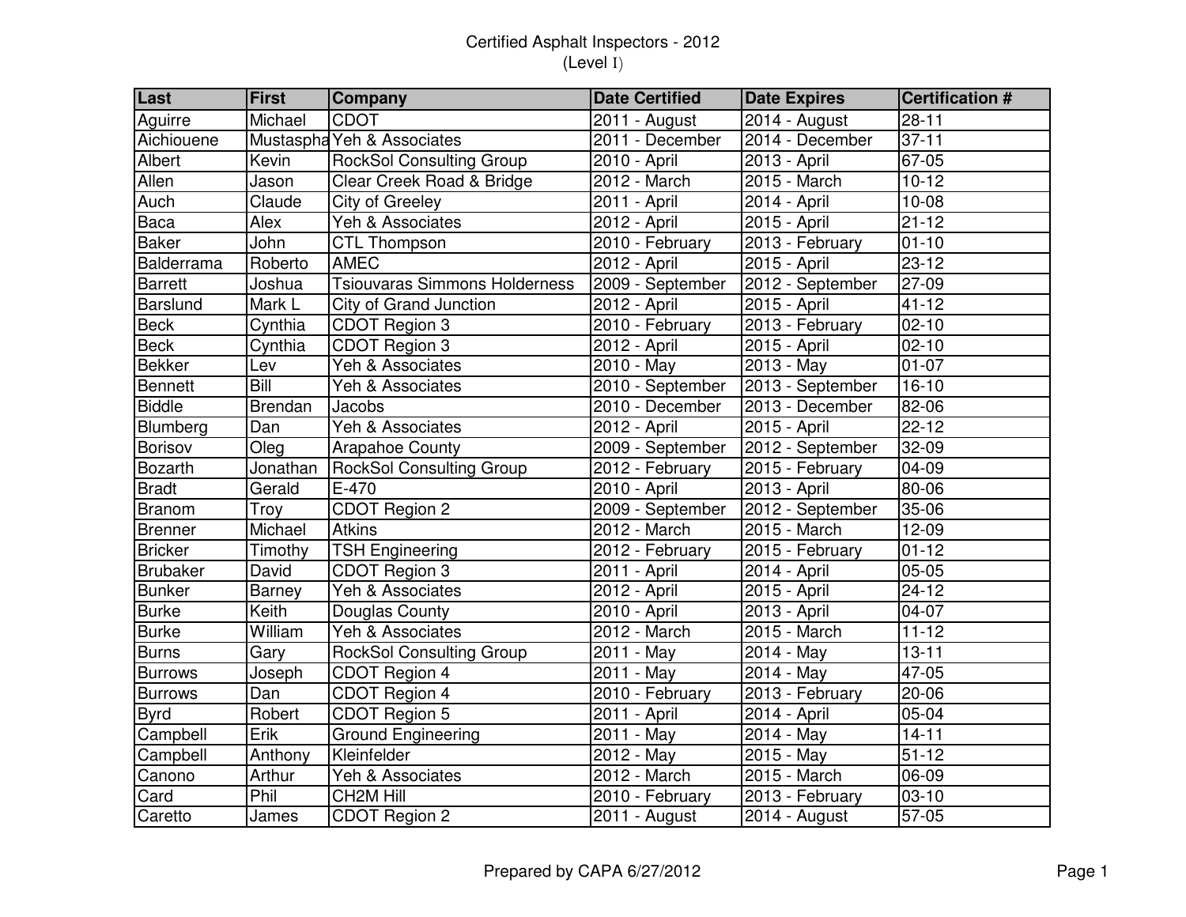# Certified Asphalt Inspectors - 2012

(Level I)

| Last | First | Company | Date Certified | Date Expires | Certification # |
|---|---|---|---|---|---|
| Aguirre | Michael | CDOT | 2011 - August | 2014 - August | 28-11 |
| Aichiouene | Mustaspha | Yeh & Associates | 2011 - December | 2014 - December | 37-11 |
| Albert | Kevin | RockSol Consulting Group | 2010 - April | 2013 - April | 67-05 |
| Allen | Jason | Clear Creek Road & Bridge | 2012 - March | 2015 - March | 10-12 |
| Auch | Claude | City of Greeley | 2011 - April | 2014 - April | 10-08 |
| Baca | Alex | Yeh & Associates | 2012 - April | 2015 - April | 21-12 |
| Baker | John | CTL Thompson | 2010 - February | 2013 - February | 01-10 |
| Balderrama | Roberto | AMEC | 2012 - April | 2015 - April | 23-12 |
| Barrett | Joshua | Tsiouvaras Simmons Holderness | 2009 - September | 2012 - September | 27-09 |
| Barslund | Mark L | City of Grand Junction | 2012 - April | 2015 - April | 41-12 |
| Beck | Cynthia | CDOT Region 3 | 2010 - February | 2013 - February | 02-10 |
| Beck | Cynthia | CDOT Region 3 | 2012 - April | 2015 - April | 02-10 |
| Bekker | Lev | Yeh & Associates | 2010 - May | 2013 - May | 01-07 |
| Bennett | Bill | Yeh & Associates | 2010 - September | 2013 - September | 16-10 |
| Biddle | Brendan | Jacobs | 2010 - December | 2013 - December | 82-06 |
| Blumberg | Dan | Yeh & Associates | 2012 - April | 2015 - April | 22-12 |
| Borisov | Oleg | Arapahoe County | 2009 - September | 2012 - September | 32-09 |
| Bozarth | Jonathan | RockSol Consulting Group | 2012 - February | 2015 - February | 04-09 |
| Bradt | Gerald | E-470 | 2010 - April | 2013 - April | 80-06 |
| Branom | Troy | CDOT Region 2 | 2009 - September | 2012 - September | 35-06 |
| Brenner | Michael | Atkins | 2012 - March | 2015 - March | 12-09 |
| Bricker | Timothy | TSH Engineering | 2012 - February | 2015 - February | 01-12 |
| Brubaker | David | CDOT Region 3 | 2011 - April | 2014 - April | 05-05 |
| Bunker | Barney | Yeh & Associates | 2012 - April | 2015 - April | 24-12 |
| Burke | Keith | Douglas County | 2010 - April | 2013 - April | 04-07 |
| Burke | William | Yeh & Associates | 2012 - March | 2015 - March | 11-12 |
| Burns | Gary | RockSol Consulting Group | 2011 - May | 2014 - May | 13-11 |
| Burrows | Joseph | CDOT Region 4 | 2011 - May | 2014 - May | 47-05 |
| Burrows | Dan | CDOT Region 4 | 2010 - February | 2013 - February | 20-06 |
| Byrd | Robert | CDOT Region 5 | 2011 - April | 2014 - April | 05-04 |
| Campbell | Erik | Ground Engineering | 2011 - May | 2014 - May | 14-11 |
| Campbell | Anthony | Kleinfelder | 2012 - May | 2015 - May | 51-12 |
| Canono | Arthur | Yeh & Associates | 2012 - March | 2015 - March | 06-09 |
| Card | Phil | CH2M Hill | 2010 - February | 2013 - February | 03-10 |
| Caretto | James | CDOT Region 2 | 2011 - August | 2014 - August | 57-05 |

Prepared by CAPA 6/27/2012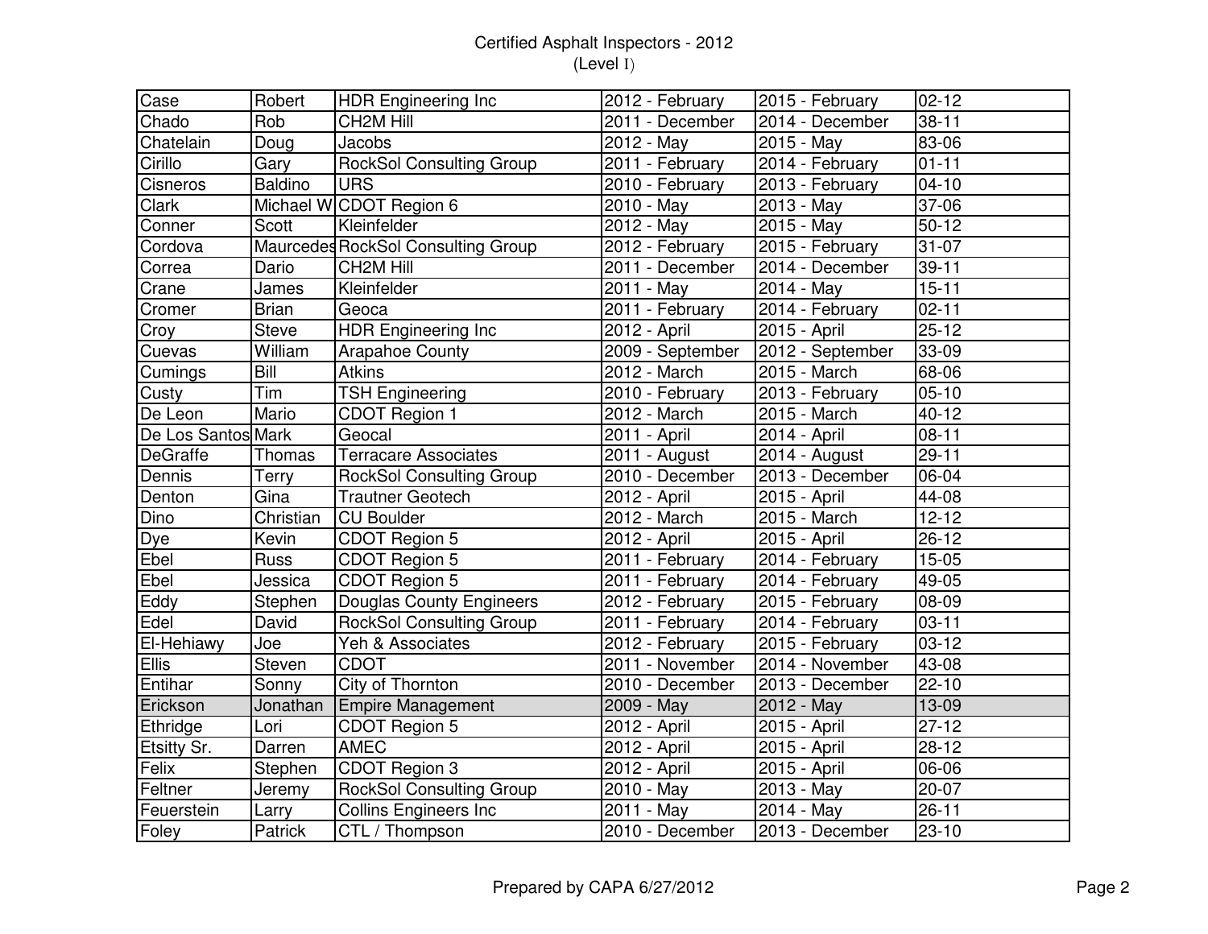# Certified Asphalt Inspectors - 2012
## (Level I)

| | | | | | |
|---|---|---|---|---|---|
| Case | Robert | HDR Engineering Inc | 2012 - February | 2015 - February | 02-12 |
| Chado | Rob | CH2M Hill | 2011 - December | 2014 - December | 38-11 |
| Chatelain | Doug | Jacobs | 2012 - May | 2015 - May | 83-06 |
| Cirillo | Gary | RockSol Consulting Group | 2011 - February | 2014 - February | 01-11 |
| Cisneros | Baldino | URS | 2010 - February | 2013 - February | 04-10 |
| Clark | Michael W | CDOT Region 6 | 2010 - May | 2013 - May | 37-06 |
| Conner | Scott | Kleinfelder | 2012 - May | 2015 - May | 50-12 |
| Cordova | Maurcedes | RockSol Consulting Group | 2012 - February | 2015 - February | 31-07 |
| Correa | Dario | CH2M Hill | 2011 - December | 2014 - December | 39-11 |
| Crane | James | Kleinfelder | 2011 - May | 2014 - May | 15-11 |
| Cromer | Brian | Geoca | 2011 - February | 2014 - February | 02-11 |
| Croy | Steve | HDR Engineering Inc | 2012 - April | 2015 - April | 25-12 |
| Cuevas | William | Arapahoe County | 2009 - September | 2012 - September | 33-09 |
| Cumings | Bill | Atkins | 2012 - March | 2015 - March | 68-06 |
| Custy | Tim | TSH Engineering | 2010 - February | 2013 - February | 05-10 |
| De Leon | Mario | CDOT Region 1 | 2012 - March | 2015 - March | 40-12 |
| De Los Santos | Mark | Geocal | 2011 - April | 2014 - April | 08-11 |
| DeGraffe | Thomas | Terracare Associates | 2011 - August | 2014 - August | 29-11 |
| Dennis | Terry | RockSol Consulting Group | 2010 - December | 2013 - December | 06-04 |
| Denton | Gina | Trautner Geotech | 2012 - April | 2015 - April | 44-08 |
| Dino | Christian | CU Boulder | 2012 - March | 2015 - March | 12-12 |
| Dye | Kevin | CDOT Region 5 | 2012 - April | 2015 - April | 26-12 |
| Ebel | Russ | CDOT Region 5 | 2011 - February | 2014 - February | 15-05 |
| Ebel | Jessica | CDOT Region 5 | 2011 - February | 2014 - February | 49-05 |
| Eddy | Stephen | Douglas County Engineers | 2012 - February | 2015 - February | 08-09 |
| Edel | David | RockSol Consulting Group | 2011 - February | 2014 - February | 03-11 |
| El-Hehiawy | Joe | Yeh & Associates | 2012 - February | 2015 - February | 03-12 |
| Ellis | Steven | CDOT | 2011 - November | 2014 - November | 43-08 |
| Entihar | Sonny | City of Thornton | 2010 - December | 2013 - December | 22-10 |
| Erickson | Jonathan | Empire Management | 2009 - May | 2012 - May | 13-09 |
| Ethridge | Lori | CDOT Region 5 | 2012 - April | 2015 - April | 27-12 |
| Etsitty Sr. | Darren | AMEC | 2012 - April | 2015 - April | 28-12 |
| Felix | Stephen | CDOT Region 3 | 2012 - April | 2015 - April | 06-06 |
| Feltner | Jeremy | RockSol Consulting Group | 2010 - May | 2013 - May | 20-07 |
| Feuerstein | Larry | Collins Engineers Inc | 2011 - May | 2014 - May | 26-11 |
| Foley | Patrick | CTL / Thompson | 2010 - December | 2013 - December | 23-10 |

Prepared by CAPA 6/27/2012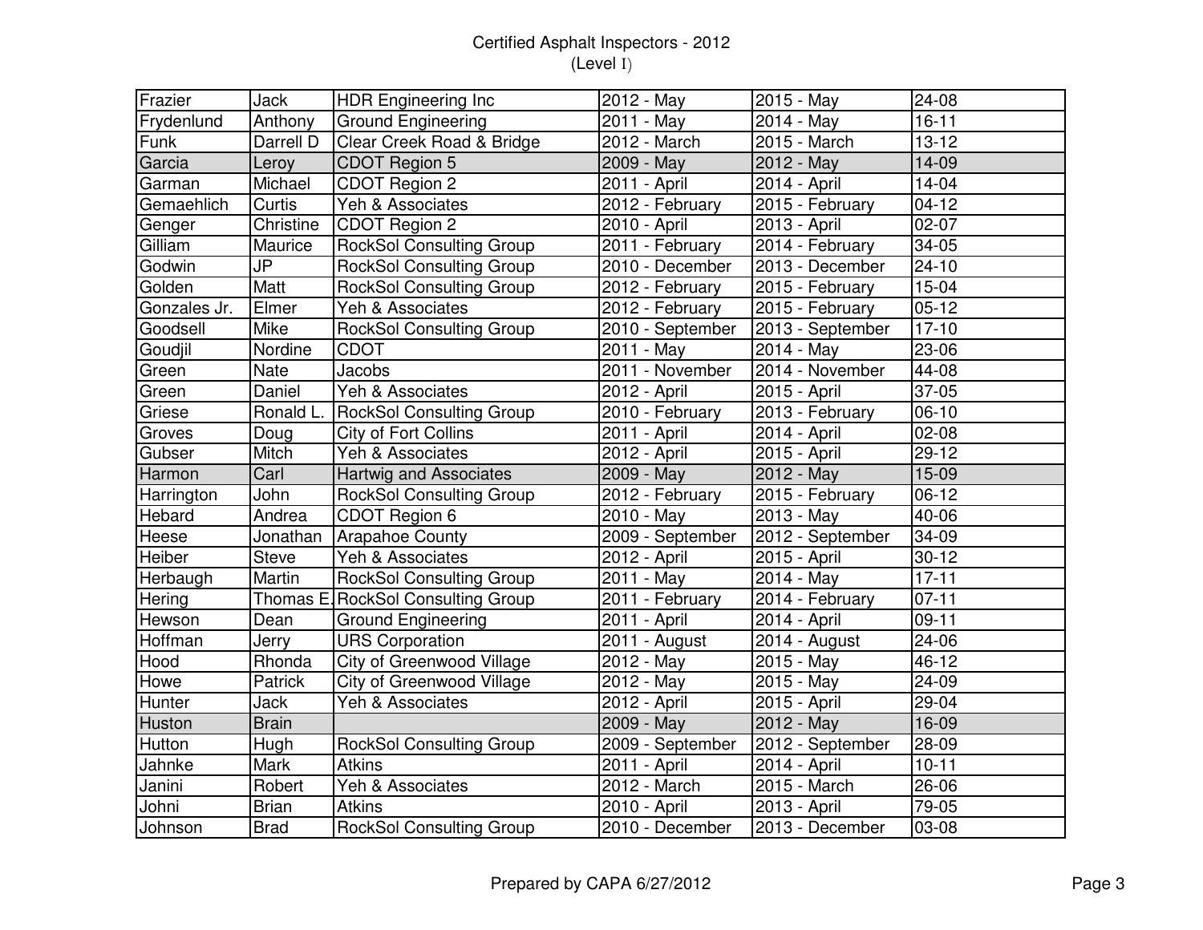# Certified Asphalt Inspectors - 2012
(Level I)

| | | | | | |
|---|---|---|---|---|---|
| Frazier | Jack | HDR Engineering Inc | 2012 - May | 2015 - May | 24-08 |
| Frydenlund | Anthony | Ground Engineering | 2011 - May | 2014 - May | 16-11 |
| Funk | Darrell D | Clear Creek Road & Bridge | 2012 - March | 2015 - March | 13-12 |
| Garcia | Leroy | CDOT Region 5 | 2009 - May | 2012 - May | 14-09 |
| Garman | Michael | CDOT Region 2 | 2011 - April | 2014 - April | 14-04 |
| Gemaehlich | Curtis | Yeh & Associates | 2012 - February | 2015 - February | 04-12 |
| Genger | Christine | CDOT Region 2 | 2010 - April | 2013 - April | 02-07 |
| Gilliam | Maurice | RockSol Consulting Group | 2011 - February | 2014 - February | 34-05 |
| Godwin | JP | RockSol Consulting Group | 2010 - December | 2013 - December | 24-10 |
| Golden | Matt | RockSol Consulting Group | 2012 - February | 2015 - February | 15-04 |
| Gonzales Jr. | Elmer | Yeh & Associates | 2012 - February | 2015 - February | 05-12 |
| Goodsell | Mike | RockSol Consulting Group | 2010 - September | 2013 - September | 17-10 |
| Goudjil | Nordine | CDOT | 2011 - May | 2014 - May | 23-06 |
| Green | Nate | Jacobs | 2011 - November | 2014 - November | 44-08 |
| Green | Daniel | Yeh & Associates | 2012 - April | 2015 - April | 37-05 |
| Griese | Ronald L. | RockSol Consulting Group | 2010 - February | 2013 - February | 06-10 |
| Groves | Doug | City of Fort Collins | 2011 - April | 2014 - April | 02-08 |
| Gubser | Mitch | Yeh & Associates | 2012 - April | 2015 - April | 29-12 |
| Harmon | Carl | Hartwig and Associates | 2009 - May | 2012 - May | 15-09 |
| Harrington | John | RockSol Consulting Group | 2012 - February | 2015 - February | 06-12 |
| Hebard | Andrea | CDOT Region 6 | 2010 - May | 2013 - May | 40-06 |
| Heese | Jonathan | Arapahoe County | 2009 - September | 2012 - September | 34-09 |
| Heiber | Steve | Yeh & Associates | 2012 - April | 2015 - April | 30-12 |
| Herbaugh | Martin | RockSol Consulting Group | 2011 - May | 2014 - May | 17-11 |
| Hering | Thomas E. | RockSol Consulting Group | 2011 - February | 2014 - February | 07-11 |
| Hewson | Dean | Ground Engineering | 2011 - April | 2014 - April | 09-11 |
| Hoffman | Jerry | URS Corporation | 2011 - August | 2014 - August | 24-06 |
| Hood | Rhonda | City of Greenwood Village | 2012 - May | 2015 - May | 46-12 |
| Howe | Patrick | City of Greenwood Village | 2012 - May | 2015 - May | 24-09 |
| Hunter | Jack | Yeh & Associates | 2012 - April | 2015 - April | 29-04 |
| Huston | Brain | | 2009 - May | 2012 - May | 16-09 |
| Hutton | Hugh | RockSol Consulting Group | 2009 - September | 2012 - September | 28-09 |
| Jahnke | Mark | Atkins | 2011 - April | 2014 - April | 10-11 |
| Janini | Robert | Yeh & Associates | 2012 - March | 2015 - March | 26-06 |
| Johni | Brian | Atkins | 2010 - April | 2013 - April | 79-05 |
| Johnson | Brad | RockSol Consulting Group | 2010 - December | 2013 - December | 03-08 |

Prepared by CAPA 6/27/2012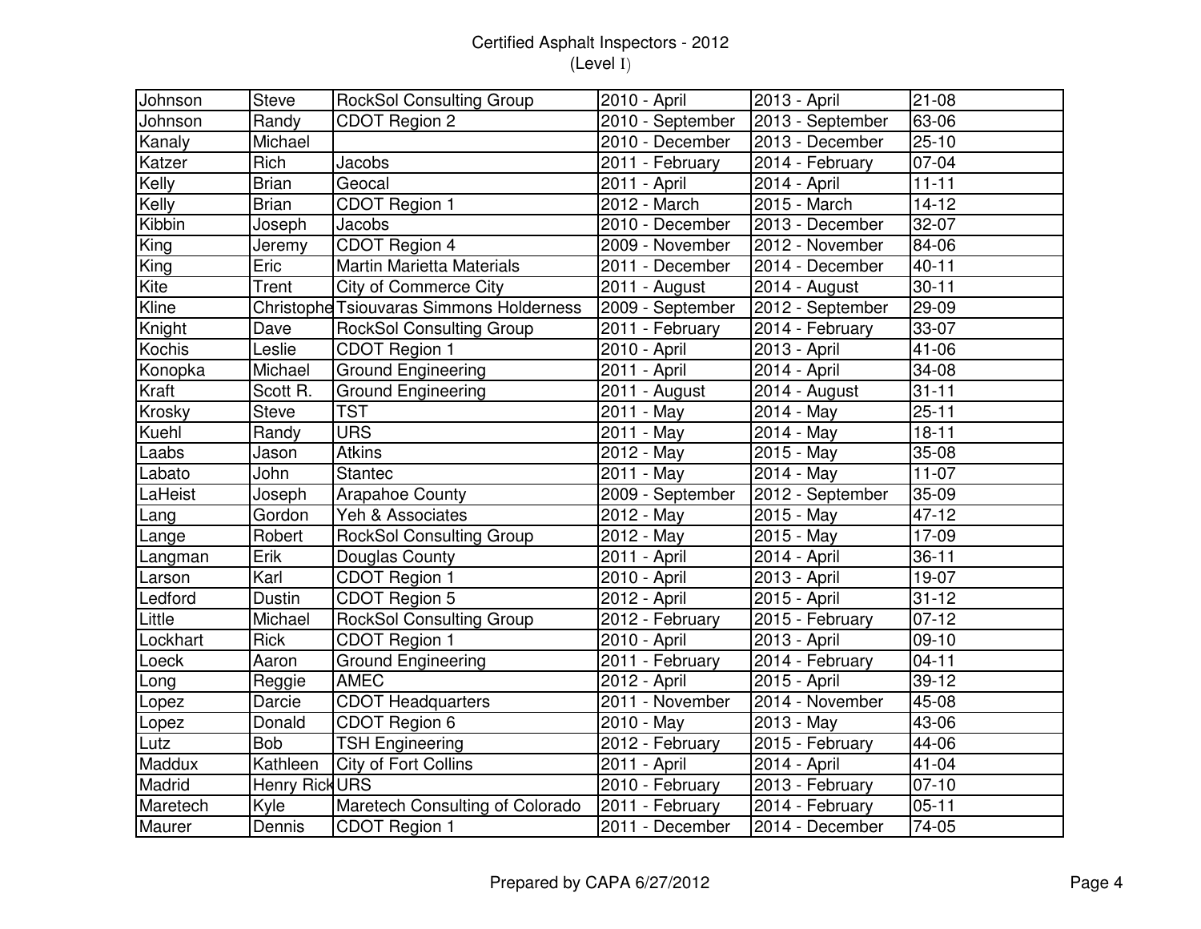# Certified Asphalt Inspectors - 2012
## (Level I)

| | | | | | |
|---|---|---|---|---|---|
| Johnson | Steve | RockSol Consulting Group | 2010 - April | 2013 - April | 21-08 |
| Johnson | Randy | CDOT Region 2 | 2010 - September | 2013 - September | 63-06 |
| Kanaly | Michael | | 2010 - December | 2013 - December | 25-10 |
| Katzer | Rich | Jacobs | 2011 - February | 2014 - February | 07-04 |
| Kelly | Brian | Geocal | 2011 - April | 2014 - April | 11-11 |
| Kelly | Brian | CDOT Region 1 | 2012 - March | 2015 - March | 14-12 |
| Kibbin | Joseph | Jacobs | 2010 - December | 2013 - December | 32-07 |
| King | Jeremy | CDOT Region 4 | 2009 - November | 2012 - November | 84-06 |
| King | Eric | Martin Marietta Materials | 2011 - December | 2014 - December | 40-11 |
| Kite | Trent | City of Commerce City | 2011 - August | 2014 - August | 30-11 |
| Kline | Christophe | Tsiouvaras Simmons Holderness | 2009 - September | 2012 - September | 29-09 |
| Knight | Dave | RockSol Consulting Group | 2011 - February | 2014 - February | 33-07 |
| Kochis | Leslie | CDOT Region 1 | 2010 - April | 2013 - April | 41-06 |
| Konopka | Michael | Ground Engineering | 2011 - April | 2014 - April | 34-08 |
| Kraft | Scott R. | Ground Engineering | 2011 - August | 2014 - August | 31-11 |
| Krosky | Steve | TST | 2011 - May | 2014 - May | 25-11 |
| Kuehl | Randy | URS | 2011 - May | 2014 - May | 18-11 |
| Laabs | Jason | Atkins | 2012 - May | 2015 - May | 35-08 |
| Labato | John | Stantec | 2011 - May | 2014 - May | 11-07 |
| LaHeist | Joseph | Arapahoe County | 2009 - September | 2012 - September | 35-09 |
| Lang | Gordon | Yeh & Associates | 2012 - May | 2015 - May | 47-12 |
| Lange | Robert | RockSol Consulting Group | 2012 - May | 2015 - May | 17-09 |
| Langman | Erik | Douglas County | 2011 - April | 2014 - April | 36-11 |
| Larson | Karl | CDOT Region 1 | 2010 - April | 2013 - April | 19-07 |
| Ledford | Dustin | CDOT Region 5 | 2012 - April | 2015 - April | 31-12 |
| Little | Michael | RockSol Consulting Group | 2012 - February | 2015 - February | 07-12 |
| Lockhart | Rick | CDOT Region 1 | 2010 - April | 2013 - April | 09-10 |
| Loeck | Aaron | Ground Engineering | 2011 - February | 2014 - February | 04-11 |
| Long | Reggie | AMEC | 2012 - April | 2015 - April | 39-12 |
| Lopez | Darcie | CDOT Headquarters | 2011 - November | 2014 - November | 45-08 |
| Lopez | Donald | CDOT Region 6 | 2010 - May | 2013 - May | 43-06 |
| Lutz | Bob | TSH Engineering | 2012 - February | 2015 - February | 44-06 |
| Maddux | Kathleen | City of Fort Collins | 2011 - April | 2014 - April | 41-04 |
| Madrid | Henry Rick | URS | 2010 - February | 2013 - February | 07-10 |
| Maretech | Kyle | Maretech Consulting of Colorado | 2011 - February | 2014 - February | 05-11 |
| Maurer | Dennis | CDOT Region 1 | 2011 - December | 2014 - December | 74-05 |

Prepared by CAPA 6/27/2012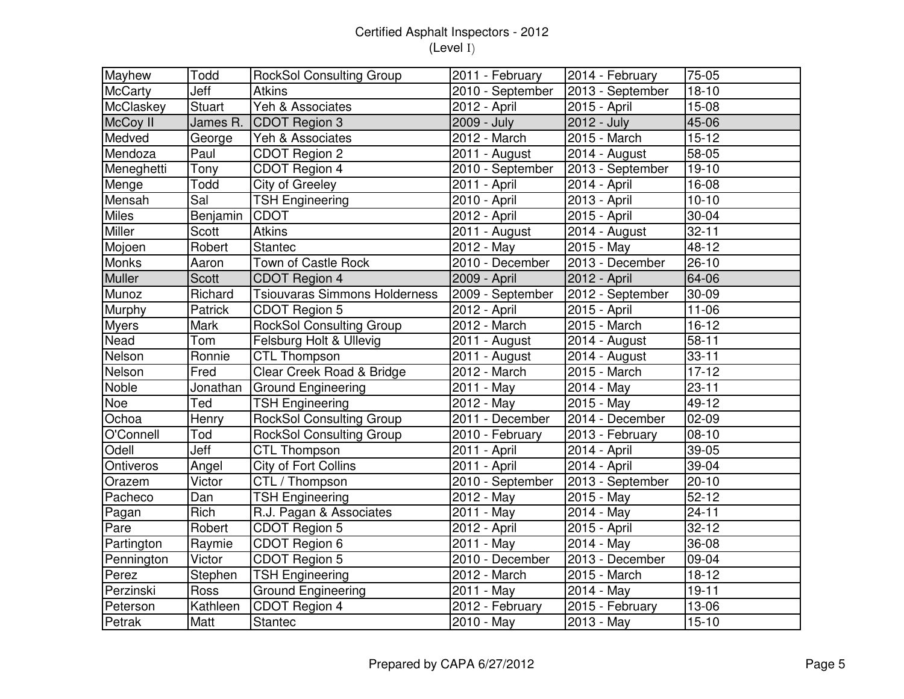Certified Asphalt Inspectors - 2012
(Level I)

| | | | | | |
|---|---|---|---|---|---|
| Mayhew | Todd | RockSol Consulting Group | 2011 - February | 2014 - February | 75-05 |
| McCarty | Jeff | Atkins | 2010 - September | 2013 - September | 18-10 |
| McClaskey | Stuart | Yeh & Associates | 2012 - April | 2015 - April | 15-08 |
| McCoy II | James R. | CDOT Region 3 | 2009 - July | 2012 - July | 45-06 |
| Medved | George | Yeh & Associates | 2012 - March | 2015 - March | 15-12 |
| Mendoza | Paul | CDOT Region 2 | 2011 - August | 2014 - August | 58-05 |
| Meneghetti | Tony | CDOT Region 4 | 2010 - September | 2013 - September | 19-10 |
| Menge | Todd | City of Greeley | 2011 - April | 2014 - April | 16-08 |
| Mensah | Sal | TSH Engineering | 2010 - April | 2013 - April | 10-10 |
| Miles | Benjamin | CDOT | 2012 - April | 2015 - April | 30-04 |
| Miller | Scott | Atkins | 2011 - August | 2014 - August | 32-11 |
| Mojoen | Robert | Stantec | 2012 - May | 2015 - May | 48-12 |
| Monks | Aaron | Town of Castle Rock | 2010 - December | 2013 - December | 26-10 |
| Muller | Scott | CDOT Region 4 | 2009 - April | 2012 - April | 64-06 |
| Munoz | Richard | Tsiouvaras Simmons Holderness | 2009 - September | 2012 - September | 30-09 |
| Murphy | Patrick | CDOT Region 5 | 2012 - April | 2015 - April | 11-06 |
| Myers | Mark | RockSol Consulting Group | 2012 - March | 2015 - March | 16-12 |
| Nead | Tom | Felsburg Holt & Ullevig | 2011 - August | 2014 - August | 58-11 |
| Nelson | Ronnie | CTL Thompson | 2011 - August | 2014 - August | 33-11 |
| Nelson | Fred | Clear Creek Road & Bridge | 2012 - March | 2015 - March | 17-12 |
| Noble | Jonathan | Ground Engineering | 2011 - May | 2014 - May | 23-11 |
| Noe | Ted | TSH Engineering | 2012 - May | 2015 - May | 49-12 |
| Ochoa | Henry | RockSol Consulting Group | 2011 - December | 2014 - December | 02-09 |
| O'Connell | Tod | RockSol Consulting Group | 2010 - February | 2013 - February | 08-10 |
| Odell | Jeff | CTL Thompson | 2011 - April | 2014 - April | 39-05 |
| Ontiveros | Angel | City of Fort Collins | 2011 - April | 2014 - April | 39-04 |
| Orazem | Victor | CTL / Thompson | 2010 - September | 2013 - September | 20-10 |
| Pacheco | Dan | TSH Engineering | 2012 - May | 2015 - May | 52-12 |
| Pagan | Rich | R.J. Pagan & Associates | 2011 - May | 2014 - May | 24-11 |
| Pare | Robert | CDOT Region 5 | 2012 - April | 2015 - April | 32-12 |
| Partington | Raymie | CDOT Region 6 | 2011 - May | 2014 - May | 36-08 |
| Pennington | Victor | CDOT Region 5 | 2010 - December | 2013 - December | 09-04 |
| Perez | Stephen | TSH Engineering | 2012 - March | 2015 - March | 18-12 |
| Perzinski | Ross | Ground Engineering | 2011 - May | 2014 - May | 19-11 |
| Peterson | Kathleen | CDOT Region 4 | 2012 - February | 2015 - February | 13-06 |
| Petrak | Matt | Stantec | 2010 - May | 2013 - May | 15-10 |

Prepared by CAPA 6/27/2012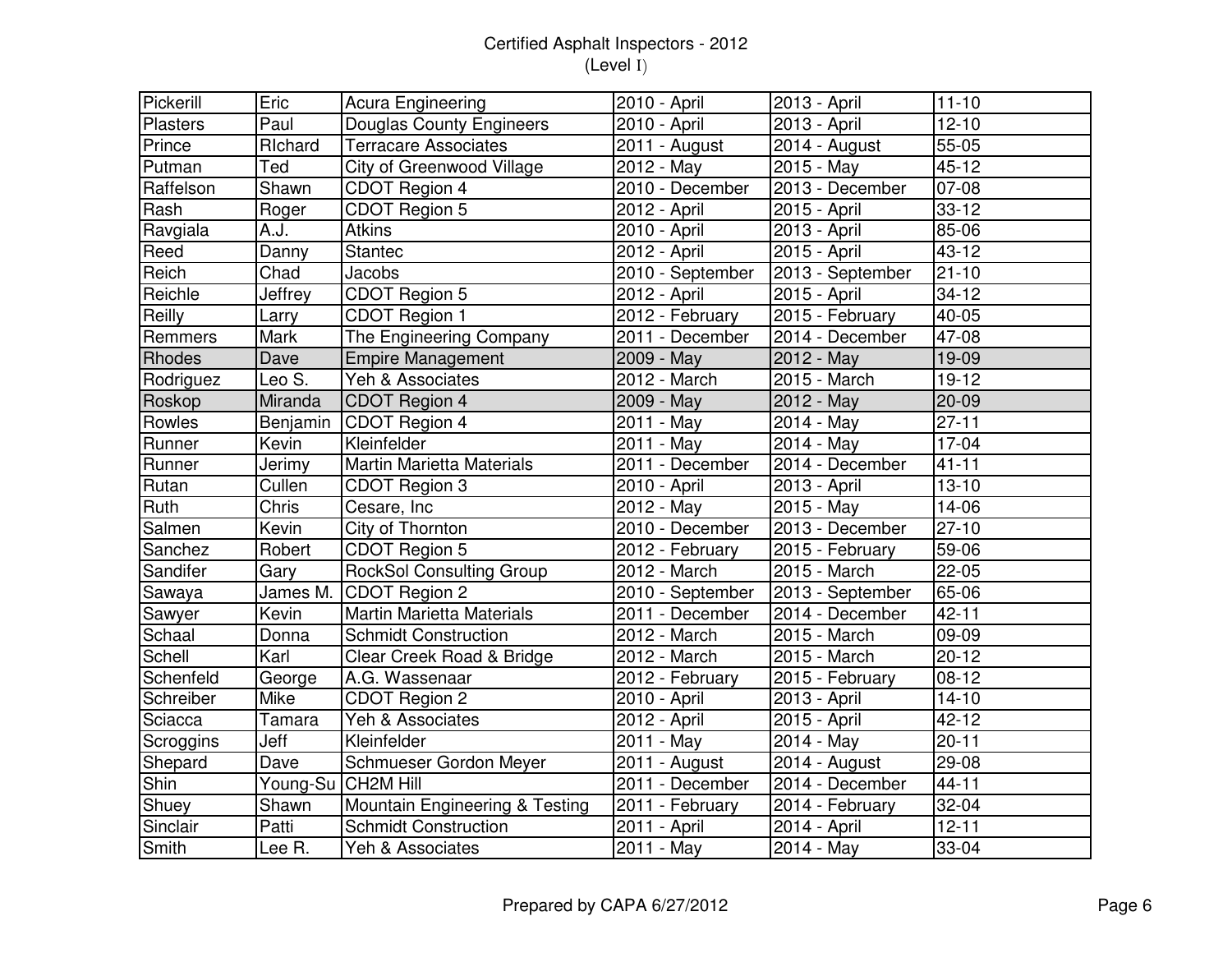# Certified Asphalt Inspectors - 2012
## (Level I)

| | | | | | |
|---|---|---|---|---|---|
| Pickerill | Eric | Acura Engineering | 2010 - April | 2013 - April | 11-10 |
| Plasters | Paul | Douglas County Engineers | 2010 - April | 2013 - April | 12-10 |
| Prince | RIchard | Terracare Associates | 2011 - August | 2014 - August | 55-05 |
| Putman | Ted | City of Greenwood Village | 2012 - May | 2015 - May | 45-12 |
| Raffelson | Shawn | CDOT Region 4 | 2010 - December | 2013 - December | 07-08 |
| Rash | Roger | CDOT Region 5 | 2012 - April | 2015 - April | 33-12 |
| Ravgiala | A.J. | Atkins | 2010 - April | 2013 - April | 85-06 |
| Reed | Danny | Stantec | 2012 - April | 2015 - April | 43-12 |
| Reich | Chad | Jacobs | 2010 - September | 2013 - September | 21-10 |
| Reichle | Jeffrey | CDOT Region 5 | 2012 - April | 2015 - April | 34-12 |
| Reilly | Larry | CDOT Region 1 | 2012 - February | 2015 - February | 40-05 |
| Remmers | Mark | The Engineering Company | 2011 - December | 2014 - December | 47-08 |
| Rhodes | Dave | Empire Management | 2009 - May | 2012 - May | 19-09 |
| Rodriguez | Leo S. | Yeh & Associates | 2012 - March | 2015 - March | 19-12 |
| Roskop | Miranda | CDOT Region 4 | 2009 - May | 2012 - May | 20-09 |
| Rowles | Benjamin | CDOT Region 4 | 2011 - May | 2014 - May | 27-11 |
| Runner | Kevin | Kleinfelder | 2011 - May | 2014 - May | 17-04 |
| Runner | Jerimy | Martin Marietta Materials | 2011 - December | 2014 - December | 41-11 |
| Rutan | Cullen | CDOT Region 3 | 2010 - April | 2013 - April | 13-10 |
| Ruth | Chris | Cesare, Inc | 2012 - May | 2015 - May | 14-06 |
| Salmen | Kevin | City of Thornton | 2010 - December | 2013 - December | 27-10 |
| Sanchez | Robert | CDOT Region 5 | 2012 - February | 2015 - February | 59-06 |
| Sandifer | Gary | RockSol Consulting Group | 2012 - March | 2015 - March | 22-05 |
| Sawaya | James M. | CDOT Region 2 | 2010 - September | 2013 - September | 65-06 |
| Sawyer | Kevin | Martin Marietta Materials | 2011 - December | 2014 - December | 42-11 |
| Schaal | Donna | Schmidt Construction | 2012 - March | 2015 - March | 09-09 |
| Schell | Karl | Clear Creek Road & Bridge | 2012 - March | 2015 - March | 20-12 |
| Schenfeld | George | A.G. Wassenaar | 2012 - February | 2015 - February | 08-12 |
| Schreiber | Mike | CDOT Region 2 | 2010 - April | 2013 - April | 14-10 |
| Sciacca | Tamara | Yeh & Associates | 2012 - April | 2015 - April | 42-12 |
| Scroggins | Jeff | Kleinfelder | 2011 - May | 2014 - May | 20-11 |
| Shepard | Dave | Schmueser Gordon Meyer | 2011 - August | 2014 - August | 29-08 |
| Shin | Young-Su | CH2M Hill | 2011 - December | 2014 - December | 44-11 |
| Shuey | Shawn | Mountain Engineering & Testing | 2011 - February | 2014 - February | 32-04 |
| Sinclair | Patti | Schmidt Construction | 2011 - April | 2014 - April | 12-11 |
| Smith | Lee R. | Yeh & Associates | 2011 - May | 2014 - May | 33-04 |

Prepared by CAPA 6/27/2012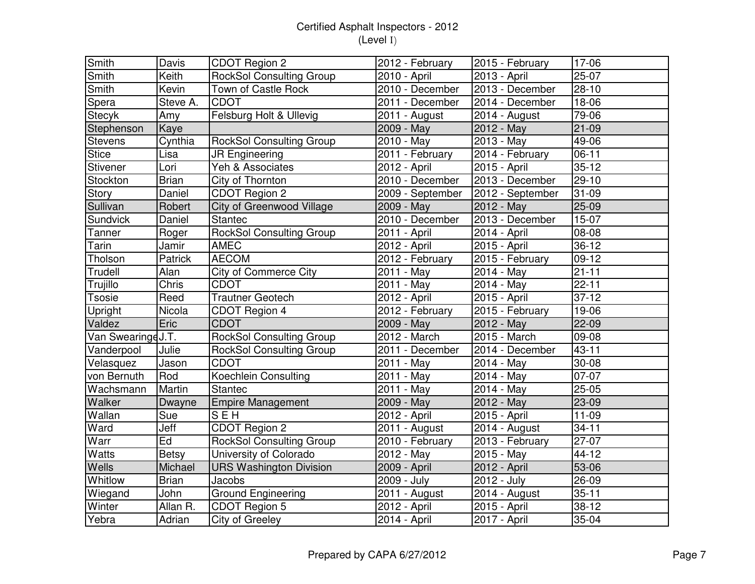Certified Asphalt Inspectors - 2012
(Level I)

| | | | | | |
|---|---|---|---|---|---|
| Smith | Davis | CDOT Region 2 | 2012 - February | 2015 - February | 17-06 |
| Smith | Keith | RockSol Consulting Group | 2010 - April | 2013 - April | 25-07 |
| Smith | Kevin | Town of Castle Rock | 2010 - December | 2013 - December | 28-10 |
| Spera | Steve A. | CDOT | 2011 - December | 2014 - December | 18-06 |
| Stecyk | Amy | Felsburg Holt & Ullevig | 2011 - August | 2014 - August | 79-06 |
| Stephenson | Kaye | | 2009 - May | 2012 - May | 21-09 |
| Stevens | Cynthia | RockSol Consulting Group | 2010 - May | 2013 - May | 49-06 |
| Stice | Lisa | JR Engineering | 2011 - February | 2014 - February | 06-11 |
| Stivener | Lori | Yeh & Associates | 2012 - April | 2015 - April | 35-12 |
| Stockton | Brian | City of Thornton | 2010 - December | 2013 - December | 29-10 |
| Story | Daniel | CDOT Region 2 | 2009 - September | 2012 - September | 31-09 |
| Sullivan | Robert | City of Greenwood Village | 2009 - May | 2012 - May | 25-09 |
| Sundvick | Daniel | Stantec | 2010 - December | 2013 - December | 15-07 |
| Tanner | Roger | RockSol Consulting Group | 2011 - April | 2014 - April | 08-08 |
| Tarin | Jamir | AMEC | 2012 - April | 2015 - April | 36-12 |
| Tholson | Patrick | AECOM | 2012 - February | 2015 - February | 09-12 |
| Trudell | Alan | City of Commerce City | 2011 - May | 2014 - May | 21-11 |
| Trujillo | Chris | CDOT | 2011 - May | 2014 - May | 22-11 |
| Tsosie | Reed | Trautner Geotech | 2012 - April | 2015 - April | 37-12 |
| Upright | Nicola | CDOT Region 4 | 2012 - February | 2015 - February | 19-06 |
| Valdez | Eric | CDOT | 2009 - May | 2012 - May | 22-09 |
| Van Swearinge | J.T. | RockSol Consulting Group | 2012 - March | 2015 - March | 09-08 |
| Vanderpool | Julie | RockSol Consulting Group | 2011 - December | 2014 - December | 43-11 |
| Velasquez | Jason | CDOT | 2011 - May | 2014 - May | 30-08 |
| von Bernuth | Rod | Koechlein Consulting | 2011 - May | 2014 - May | 07-07 |
| Wachsmann | Martin | Stantec | 2011 - May | 2014 - May | 25-05 |
| Walker | Dwayne | Empire Management | 2009 - May | 2012 - May | 23-09 |
| Wallan | Sue | S E H | 2012 - April | 2015 - April | 11-09 |
| Ward | Jeff | CDOT Region 2 | 2011 - August | 2014 - August | 34-11 |
| Warr | Ed | RockSol Consulting Group | 2010 - February | 2013 - February | 27-07 |
| Watts | Betsy | University of Colorado | 2012 - May | 2015 - May | 44-12 |
| Wells | Michael | URS Washington Division | 2009 - April | 2012 - April | 53-06 |
| Whitlow | Brian | Jacobs | 2009 - July | 2012 - July | 26-09 |
| Wiegand | John | Ground Engineering | 2011 - August | 2014 - August | 35-11 |
| Winter | Allan R. | CDOT Region 5 | 2012 - April | 2015 - April | 38-12 |
| Yebra | Adrian | City of Greeley | 2014 - April | 2017 - April | 35-04 |

Prepared by CAPA 6/27/2012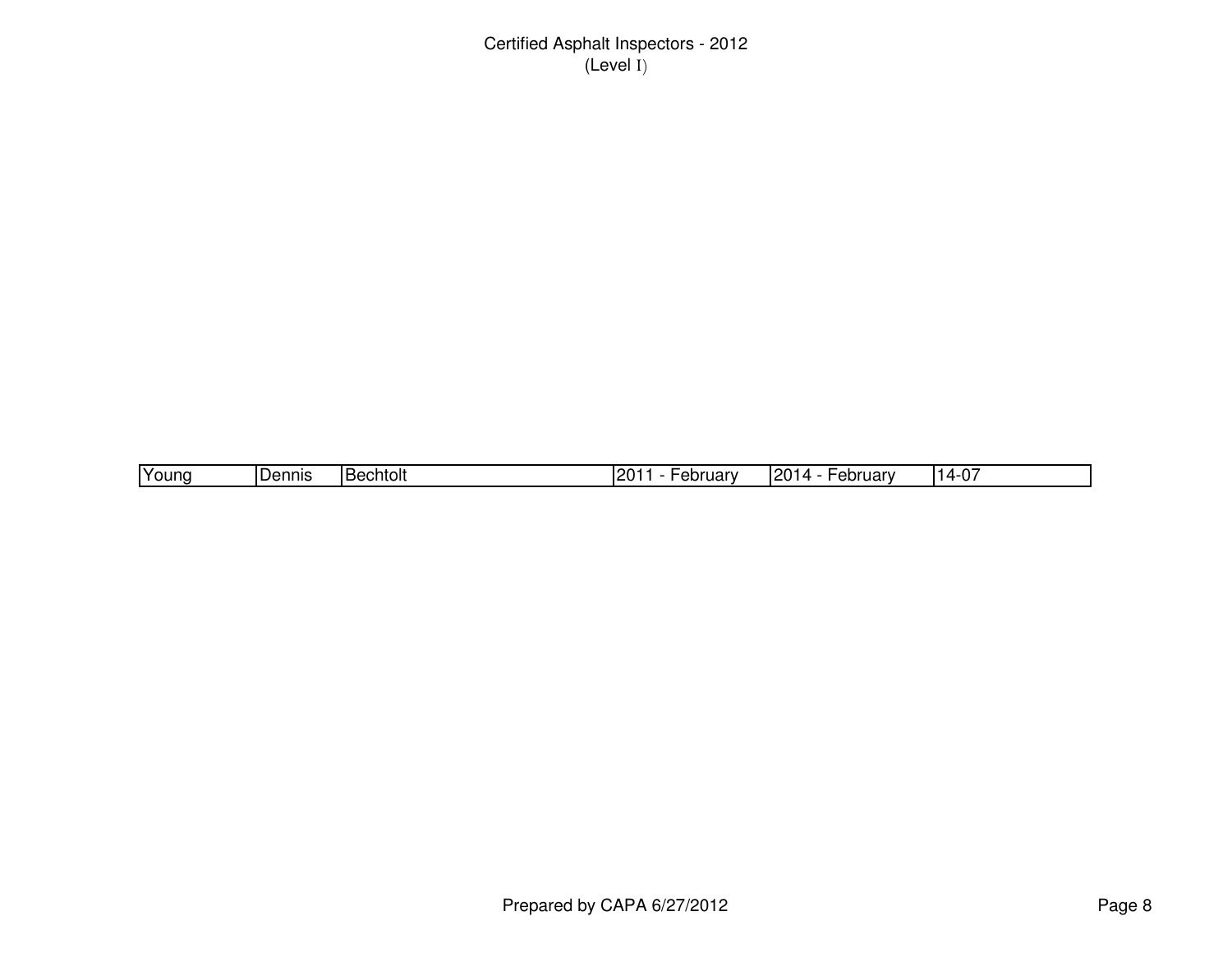Certified Asphalt Inspectors - 2012
(Level I)

| | | | | | |
|---|---|---|---|---|---|
| Young | Dennis | Bechtolt | 2011 - February | 2014 - February | 14-07 |

Prepared by CAPA 6/27/2012